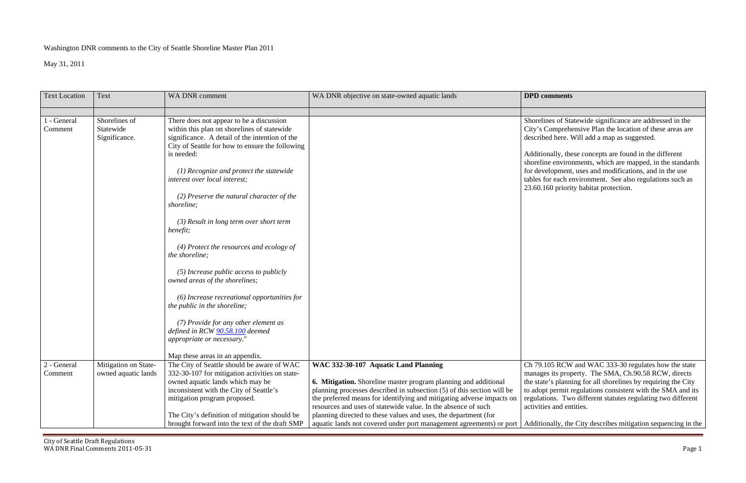Washington DNR comments to the City of Seattle Shoreline Master Plan 2011

May 31, 2011

| Text Location | Text | WA DNR comment | WA DNR objective on state-owned aquatic lands | **DPD comments** |
|---|---|---|---|---|
| | | | | |
| 1 - General Comment | Shorelines of Statewide Significance. | There does not appear to be a discussion within this plan on shorelines of statewide significance. A detail of the intention of the City of Seattle for how to ensure the following is needed:<br><br>*(1) Recognize and protect the statewide interest over local interest;*<br><br>*(2) Preserve the natural character of the shoreline;*<br><br>*(3) Result in long term over short term benefit;*<br><br>*(4) Protect the resources and ecology of the shoreline;*<br><br>*(5) Increase public access to publicly owned areas of the shorelines;*<br><br>*(6) Increase recreational opportunities for the public in the shoreline;*<br><br>*(7) Provide for any other element as defined in RCW 90.58.100 deemed appropriate or necessary.*"<br><br>Map these areas in an appendix. | | Shorelines of Statewide significance are addressed in the City's Comprehensive Plan the location of these areas are described here. Will add a map as suggested.<br><br>Additionally, these concepts are found in the different shoreline environments, which are mapped, in the standards for development, uses and modifications, and in the use tables for each environment. See also regulations such as 23.60.160 priority habitat protection. |
| 2 - General Comment | Mitigation on State-owned aquatic lands | The City of Seattle should be aware of WAC 332-30-107 for mitigation activities on state-owned aquatic lands which may be inconsistent with the City of Seattle's mitigation program proposed.<br><br>The City's definition of mitigation should be brought forward into the text of the draft SMP | **WAC 332-30-107 Aquatic Land Planning**<br><br>**6. Mitigation.** Shoreline master program planning and additional planning processes described in subsection (5) of this section will be the preferred means for identifying and mitigating adverse impacts on resources and uses of statewide value. In the absence of such planning directed to these values and uses, the department (for aquatic lands not covered under port management agreements) or port | Ch 79.105 RCW and WAC 333-30 regulates how the state manages its property. The SMA, Ch.90.58 RCW, directs the state's planning for all shorelines by requiring the City to adopt permit regulations consistent with the SMA and its regulations. Two different statutes regulating two different activities and entities.<br><br>Additionally, the City describes mitigation sequencing in the |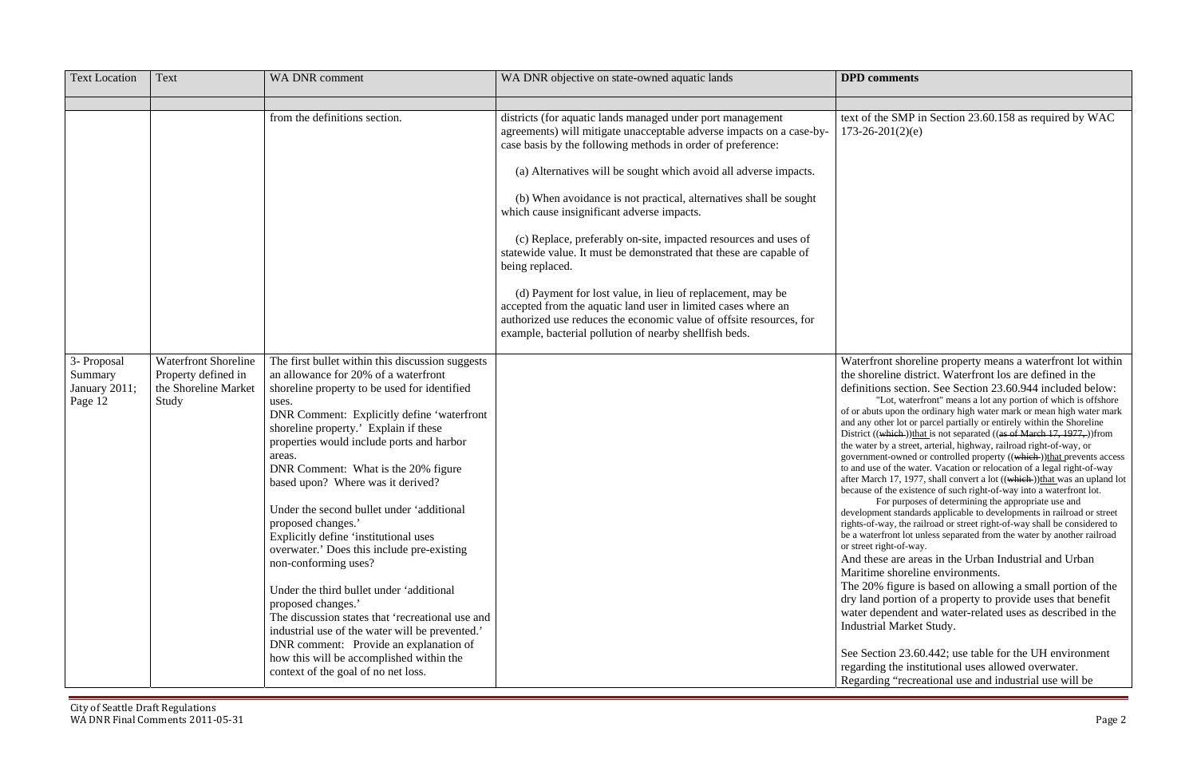| Text Location | Text | WA DNR comment | WA DNR objective on state-owned aquatic lands | DPD comments |
|---|---|---|---|---|
| | | | | |
| | | from the definitions section. | districts (for aquatic lands managed under port management agreements) will mitigate unacceptable adverse impacts on a case-by-case basis by the following methods in order of preference:<br><br>(a) Alternatives will be sought which avoid all adverse impacts.<br><br>(b) When avoidance is not practical, alternatives shall be sought which cause insignificant adverse impacts.<br><br>(c) Replace, preferably on-site, impacted resources and uses of statewide value. It must be demonstrated that these are capable of being replaced.<br><br>(d) Payment for lost value, in lieu of replacement, may be accepted from the aquatic land user in limited cases where an authorized use reduces the economic value of offsite resources, for example, bacterial pollution of nearby shellfish beds. | text of the SMP in Section 23.60.158 as required by WAC 173-26-201(2)(e) |
| 3- Proposal Summary January 2011; Page 12 | Waterfront Shoreline Property defined in the Shoreline Market Study | The first bullet within this discussion suggests an allowance for 20% of a waterfront shoreline property to be used for identified uses.<br>DNR Comment: Explicitly define 'waterfront shoreline property.' Explain if these properties would include ports and harbor areas.<br>DNR Comment: What is the 20% figure based upon? Where was it derived?<br><br>Under the second bullet under 'additional proposed changes.'<br>Explicitly define 'institutional uses overwater.' Does this include pre-existing non-conforming uses?<br><br>Under the third bullet under 'additional proposed changes.'<br>The discussion states that 'recreational use and industrial use of the water will be prevented.'<br>DNR comment: Provide an explanation of how this will be accomplished within the context of the goal of no net loss. | | Waterfront shoreline property means a waterfront lot within the shoreline district. Waterfront los are defined in the definitions section. See Section 23.60.944 included below:<br>"Lot, waterfront" means a lot any portion of which is offshore of or abuts upon the ordinary high water mark or mean high water mark and any other lot or parcel partially or entirely within the Shoreline District ((~~which~~ ))that is not separated ((~~as of March 17, 1977,~~ ))from the water by a street, arterial, highway, railroad right-of-way, or government-owned or controlled property ((~~which~~ ))that prevents access to and use of the water. Vacation or relocation of a legal right-of-way after March 17, 1977, shall convert a lot ((~~which~~ ))that was an upland lot because of the existence of such right-of-way into a waterfront lot.<br>For purposes of determining the appropriate use and development standards applicable to developments in railroad or street rights-of-way, the railroad or street right-of-way shall be considered to be a waterfront lot unless separated from the water by another railroad or street right-of-way.<br>And these are areas in the Urban Industrial and Urban Maritime shoreline environments.<br>The 20% figure is based on allowing a small portion of the dry land portion of a property to provide uses that benefit water dependent and water-related uses as described in the Industrial Market Study.<br><br>See Section 23.60.442; use table for the UH environment regarding the institutional uses allowed overwater.<br>Regarding "recreational use and industrial use will be |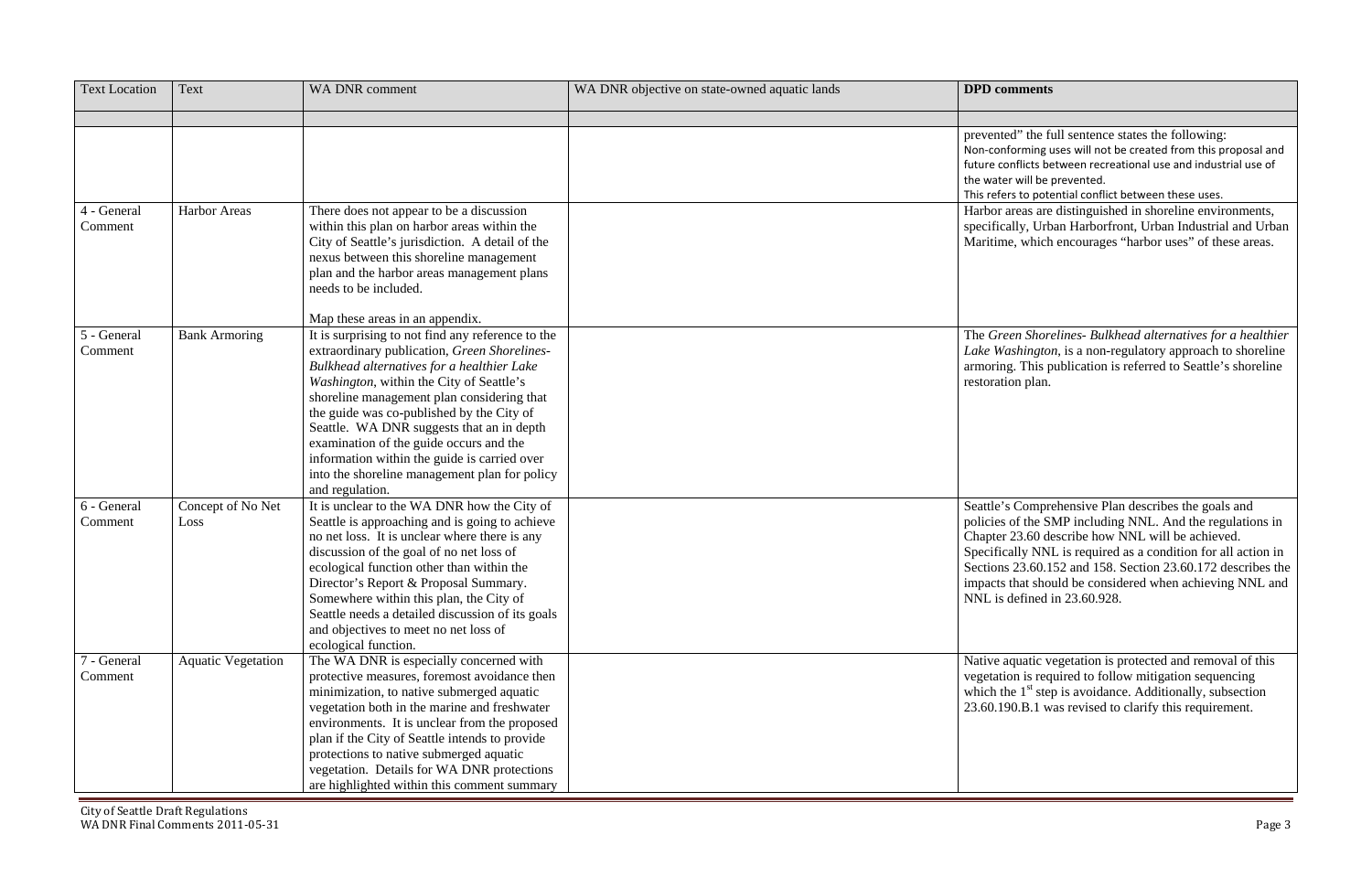| Text Location | Text | WA DNR comment | WA DNR objective on state-owned aquatic lands | DPD comments |
|---|---|---|---|---|
| | | | | |
| | | | | prevented" the full sentence states the following: Non-conforming uses will not be created from this proposal and future conflicts between recreational use and industrial use of the water will be prevented. This refers to potential conflict between these uses. |
| 4 - General Comment | Harbor Areas | There does not appear to be a discussion within this plan on harbor areas within the City of Seattle's jurisdiction. A detail of the nexus between this shoreline management plan and the harbor areas management plans needs to be included. <br><br> Map these areas in an appendix. | | Harbor areas are distinguished in shoreline environments, specifically, Urban Harborfront, Urban Industrial and Urban Maritime, which encourages "harbor uses" of these areas. |
| 5 - General Comment | Bank Armoring | It is surprising to not find any reference to the extraordinary publication, *Green Shorelines-Bulkhead alternatives for a healthier Lake Washington*, within the City of Seattle's shoreline management plan considering that the guide was co-published by the City of Seattle. WA DNR suggests that an in depth examination of the guide occurs and the information within the guide is carried over into the shoreline management plan for policy and regulation. | | The *Green Shorelines- Bulkhead alternatives for a healthier Lake Washington*, is a non-regulatory approach to shoreline armoring. This publication is referred to Seattle's shoreline restoration plan. |
| 6 - General Comment | Concept of No Net Loss | It is unclear to the WA DNR how the City of Seattle is approaching and is going to achieve no net loss. It is unclear where there is any discussion of the goal of no net loss of ecological function other than within the Director's Report & Proposal Summary. Somewhere within this plan, the City of Seattle needs a detailed discussion of its goals and objectives to meet no net loss of ecological function. | | Seattle's Comprehensive Plan describes the goals and policies of the SMP including NNL. And the regulations in Chapter 23.60 describe how NNL will be achieved. Specifically NNL is required as a condition for all action in Sections 23.60.152 and 158. Section 23.60.172 describes the impacts that should be considered when achieving NNL and NNL is defined in 23.60.928. |
| 7 - General Comment | Aquatic Vegetation | The WA DNR is especially concerned with protective measures, foremost avoidance then minimization, to native submerged aquatic vegetation both in the marine and freshwater environments. It is unclear from the proposed plan if the City of Seattle intends to provide protections to native submerged aquatic vegetation. Details for WA DNR protections are highlighted within this comment summary | | Native aquatic vegetation is protected and removal of this vegetation is required to follow mitigation sequencing which the 1st step is avoidance. Additionally, subsection 23.60.190.B.1 was revised to clarify this requirement. |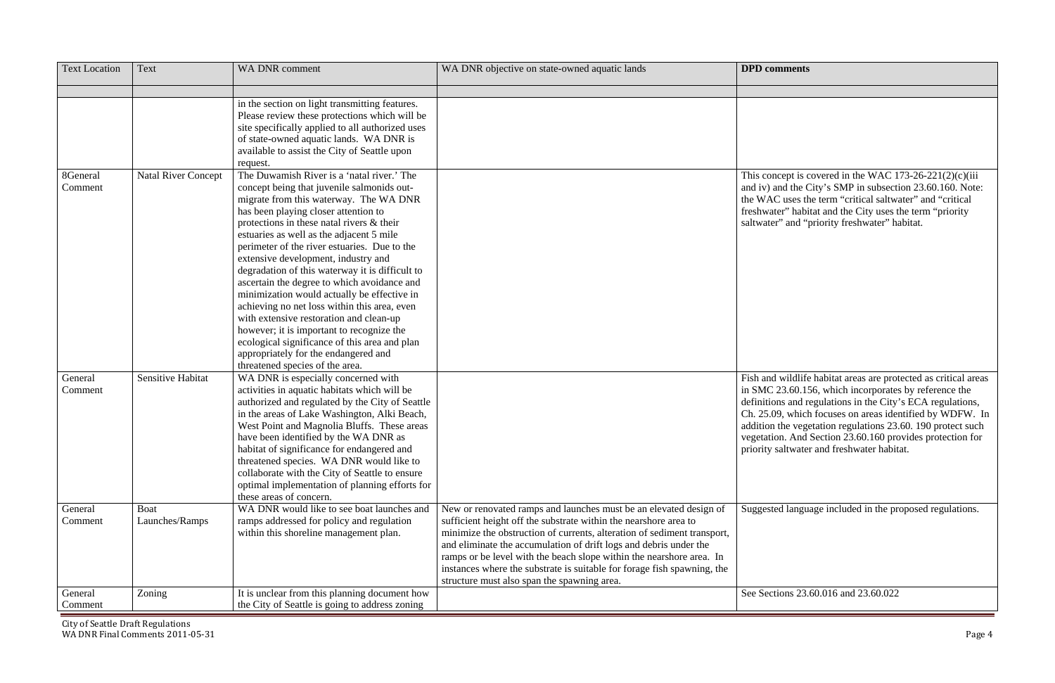| Text Location | Text | WA DNR comment | WA DNR objective on state-owned aquatic lands | **DPD comments** |
|---|---|---|---|---|
| | | | | |
| | | in the section on light transmitting features. Please review these protections which will be site specifically applied to all authorized uses of state-owned aquatic lands. WA DNR is available to assist the City of Seattle upon request. | | |
| 8General Comment | Natal River Concept | The Duwamish River is a 'natal river.' The concept being that juvenile salmonids out-migrate from this waterway. The WA DNR has been playing closer attention to protections in these natal rivers & their estuaries as well as the adjacent 5 mile perimeter of the river estuaries. Due to the extensive development, industry and degradation of this waterway it is difficult to ascertain the degree to which avoidance and minimization would actually be effective in achieving no net loss within this area, even with extensive restoration and clean-up however; it is important to recognize the ecological significance of this area and plan appropriately for the endangered and threatened species of the area. | | This concept is covered in the WAC 173-26-221(2)(c)(iii and iv) and the City's SMP in subsection 23.60.160. Note: the WAC uses the term "critical saltwater" and "critical freshwater" habitat and the City uses the term "priority saltwater" and "priority freshwater" habitat. |
| General Comment | Sensitive Habitat | WA DNR is especially concerned with activities in aquatic habitats which will be authorized and regulated by the City of Seattle in the areas of Lake Washington, Alki Beach, West Point and Magnolia Bluffs. These areas have been identified by the WA DNR as habitat of significance for endangered and threatened species. WA DNR would like to collaborate with the City of Seattle to ensure optimal implementation of planning efforts for these areas of concern. | | Fish and wildlife habitat areas are protected as critical areas in SMC 23.60.156, which incorporates by reference the definitions and regulations in the City's ECA regulations, Ch. 25.09, which focuses on areas identified by WDFW. In addition the vegetation regulations 23.60. 190 protect such vegetation. And Section 23.60.160 provides protection for priority saltwater and freshwater habitat. |
| General Comment | Boat Launches/Ramps | WA DNR would like to see boat launches and ramps addressed for policy and regulation within this shoreline management plan. | New or renovated ramps and launches must be an elevated design of sufficient height off the substrate within the nearshore area to minimize the obstruction of currents, alteration of sediment transport, and eliminate the accumulation of drift logs and debris under the ramps or be level with the beach slope within the nearshore area. In instances where the substrate is suitable for forage fish spawning, the structure must also span the spawning area. | Suggested language included in the proposed regulations. |
| General Comment | Zoning | It is unclear from this planning document how the City of Seattle is going to address zoning | | See Sections 23.60.016 and 23.60.022 |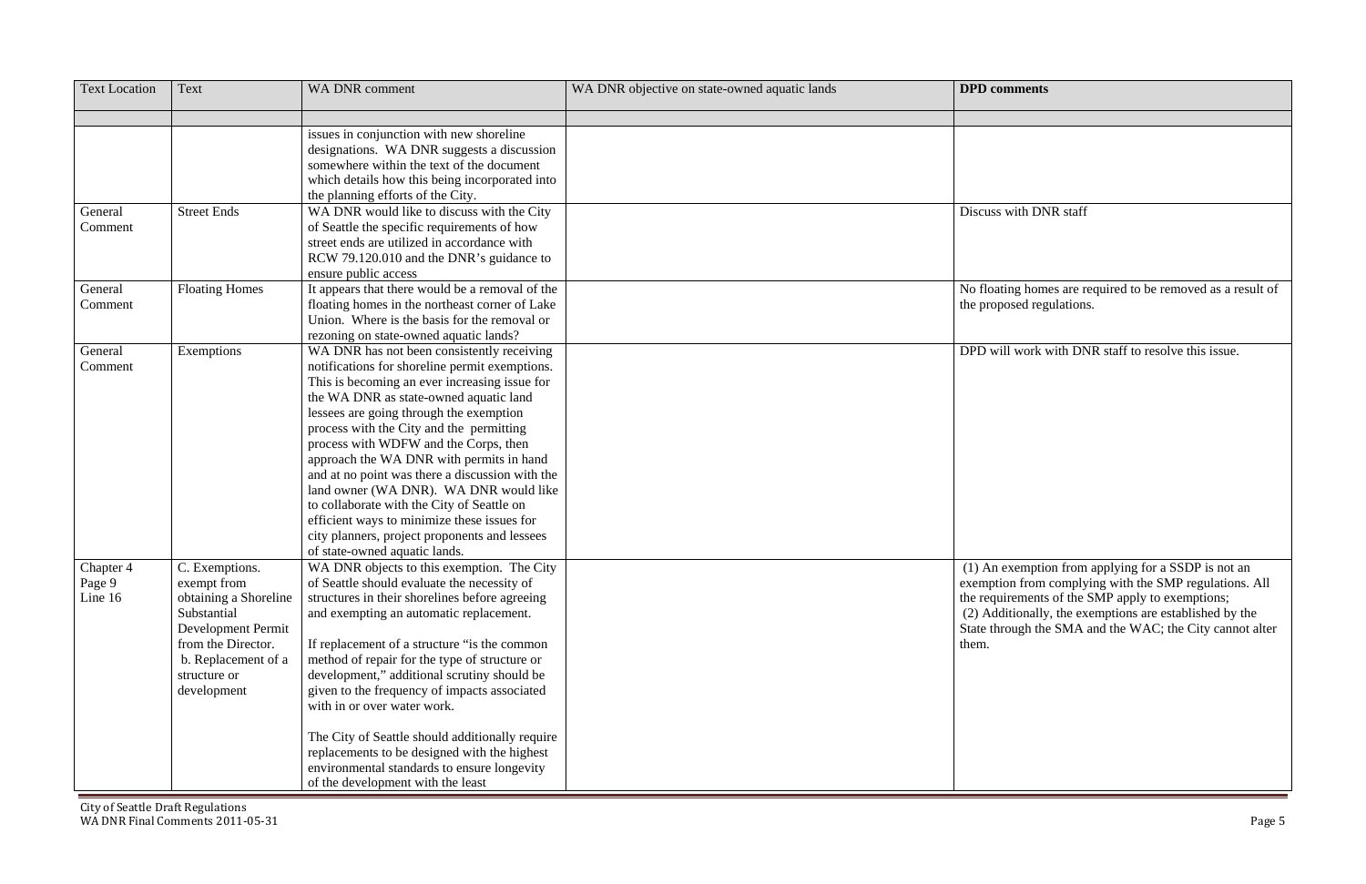| Text Location | Text | WA DNR comment | WA DNR objective on state-owned aquatic lands | DPD comments |
|---|---|---|---|---|
| | | | | |
| | | issues in conjunction with new shoreline designations. WA DNR suggests a discussion somewhere within the text of the document which details how this being incorporated into the planning efforts of the City. | | |
| General Comment | Street Ends | WA DNR would like to discuss with the City of Seattle the specific requirements of how street ends are utilized in accordance with RCW 79.120.010 and the DNR's guidance to ensure public access | | Discuss with DNR staff |
| General Comment | Floating Homes | It appears that there would be a removal of the floating homes in the northeast corner of Lake Union. Where is the basis for the removal or rezoning on state-owned aquatic lands? | | No floating homes are required to be removed as a result of the proposed regulations. |
| General Comment | Exemptions | WA DNR has not been consistently receiving notifications for shoreline permit exemptions. This is becoming an ever increasing issue for the WA DNR as state-owned aquatic land lessees are going through the exemption process with the City and the permitting process with WDFW and the Corps, then approach the WA DNR with permits in hand and at no point was there a discussion with the land owner (WA DNR). WA DNR would like to collaborate with the City of Seattle on efficient ways to minimize these issues for city planners, project proponents and lessees of state-owned aquatic lands. | | DPD will work with DNR staff to resolve this issue. |
| Chapter 4 Page 9 Line 16 | C. Exemptions. exempt from obtaining a Shoreline Substantial Development Permit from the Director. b. Replacement of a structure or development | WA DNR objects to this exemption. The City of Seattle should evaluate the necessity of structures in their shorelines before agreeing and exempting an automatic replacement.<br><br>If replacement of a structure "is the common method of repair for the type of structure or development," additional scrutiny should be given to the frequency of impacts associated with in or over water work.<br><br>The City of Seattle should additionally require replacements to be designed with the highest environmental standards to ensure longevity of the development with the least | | (1) An exemption from applying for a SSDP is not an exemption from complying with the SMP regulations. All the requirements of the SMP apply to exemptions; (2) Additionally, the exemptions are established by the State through the SMA and the WAC; the City cannot alter them. |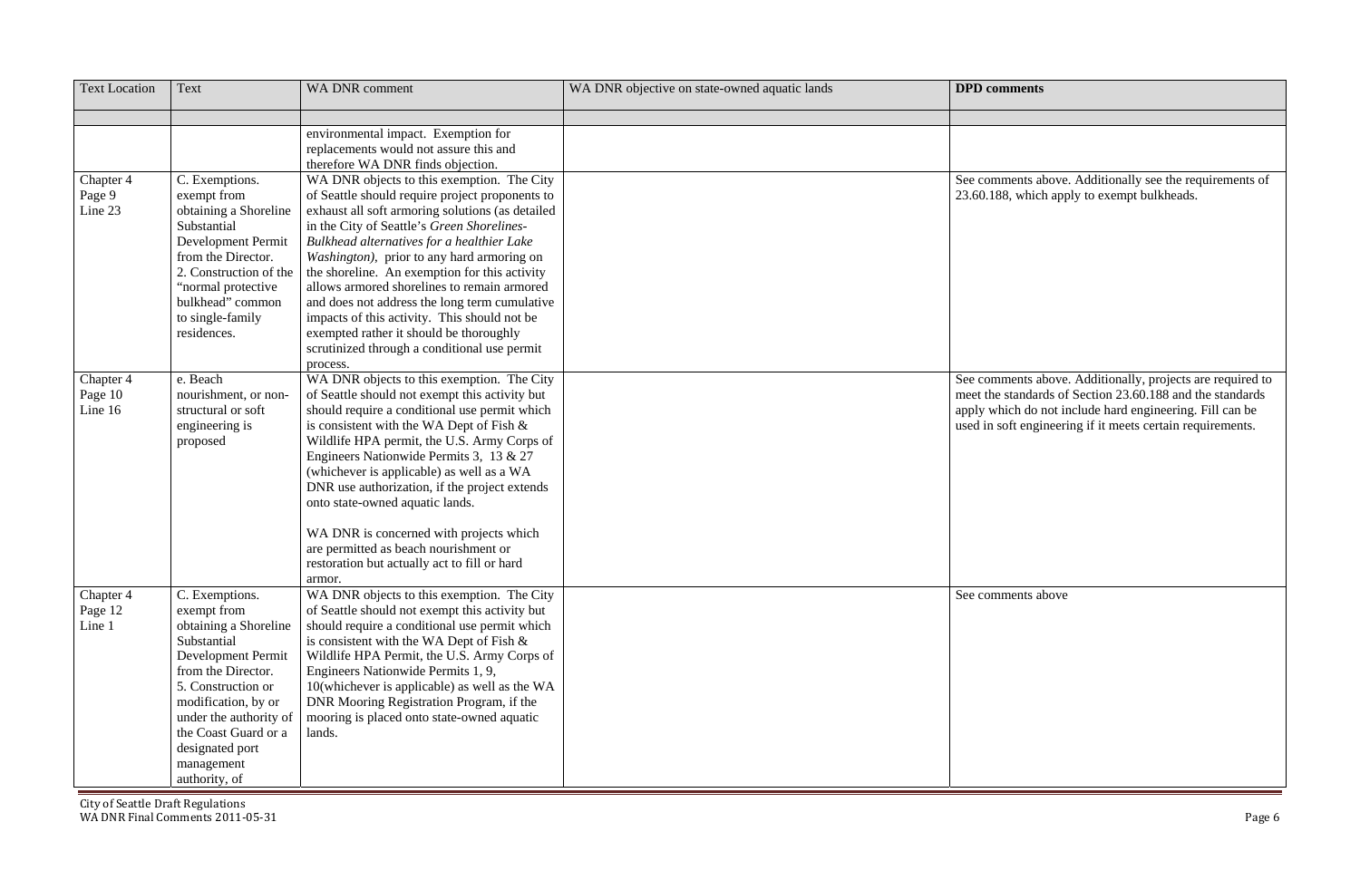| Text Location | Text | WA DNR comment | WA DNR objective on state-owned aquatic lands | **DPD comments** |
|---|---|---|---|---|
| | | | | |
| | | environmental impact. Exemption for replacements would not assure this and therefore WA DNR finds objection. | | |
| Chapter 4 Page 9 Line 23 | C. Exemptions. exempt from obtaining a Shoreline Substantial Development Permit from the Director. 2. Construction of the "normal protective bulkhead" common to single-family residences. | WA DNR objects to this exemption. The City of Seattle should require project proponents to exhaust all soft armoring solutions (as detailed in the City of Seattle's *Green Shorelines-Bulkhead alternatives for a healthier Lake Washington),* prior to any hard armoring on the shoreline. An exemption for this activity allows armored shorelines to remain armored and does not address the long term cumulative impacts of this activity. This should not be exempted rather it should be thoroughly scrutinized through a conditional use permit process. | | See comments above. Additionally see the requirements of 23.60.188, which apply to exempt bulkheads. |
| Chapter 4 Page 10 Line 16 | e. Beach nourishment, or non-structural or soft engineering is proposed | WA DNR objects to this exemption. The City of Seattle should not exempt this activity but should require a conditional use permit which is consistent with the WA Dept of Fish & Wildlife HPA permit, the U.S. Army Corps of Engineers Nationwide Permits 3, 13 & 27 (whichever is applicable) as well as a WA DNR use authorization, if the project extends onto state-owned aquatic lands.<br><br>WA DNR is concerned with projects which are permitted as beach nourishment or restoration but actually act to fill or hard armor. | | See comments above. Additionally, projects are required to meet the standards of Section 23.60.188 and the standards apply which do not include hard engineering. Fill can be used in soft engineering if it meets certain requirements. |
| Chapter 4 Page 12 Line 1 | C. Exemptions. exempt from obtaining a Shoreline Substantial Development Permit from the Director. 5. Construction or modification, by or under the authority of the Coast Guard or a designated port management authority, of | WA DNR objects to this exemption. The City of Seattle should not exempt this activity but should require a conditional use permit which is consistent with the WA Dept of Fish & Wildlife HPA Permit, the U.S. Army Corps of Engineers Nationwide Permits 1, 9, 10(whichever is applicable) as well as the WA DNR Mooring Registration Program, if the mooring is placed onto state-owned aquatic lands. | | See comments above |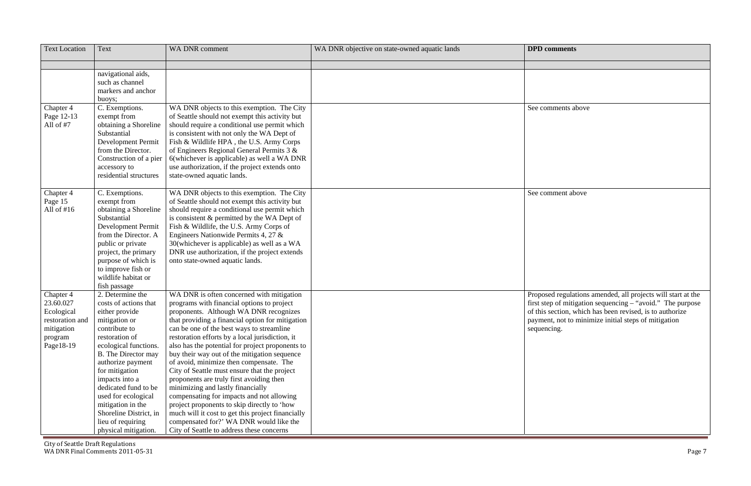| Text Location | Text | WA DNR comment | WA DNR objective on state-owned aquatic lands | DPD comments |
|---|---|---|---|---|
| | | | | |
| | navigational aids, such as channel markers and anchor buoys; | | | |
| Chapter 4 Page 12-13 All of #7 | C. Exemptions. exempt from obtaining a Shoreline Substantial Development Permit from the Director. Construction of a pier accessory to residential structures | WA DNR objects to this exemption. The City of Seattle should not exempt this activity but should require a conditional use permit which is consistent with not only the WA Dept of Fish & Wildlife HPA , the U.S. Army Corps of Engineers Regional General Permits 3 & 6(whichever is applicable) as well a WA DNR use authorization, if the project extends onto state-owned aquatic lands. | | See comments above |
| Chapter 4 Page 15 All of #16 | C. Exemptions. exempt from obtaining a Shoreline Substantial Development Permit from the Director. A public or private project, the primary purpose of which is to improve fish or wildlife habitat or fish passage | WA DNR objects to this exemption. The City of Seattle should not exempt this activity but should require a conditional use permit which is consistent & permitted by the WA Dept of Fish & Wildlife, the U.S. Army Corps of Engineers Nationwide Permits 4, 27 & 30(whichever is applicable) as well as a WA DNR use authorization, if the project extends onto state-owned aquatic lands. | | See comment above |
| Chapter 4 23.60.027 Ecological restoration and mitigation program Page18-19 | 2. Determine the costs of actions that either provide mitigation or contribute to restoration of ecological functions. B. The Director may authorize payment for mitigation impacts into a dedicated fund to be used for ecological mitigation in the Shoreline District, in lieu of requiring physical mitigation. | WA DNR is often concerned with mitigation programs with financial options to project proponents. Although WA DNR recognizes that providing a financial option for mitigation can be one of the best ways to streamline restoration efforts by a local jurisdiction, it also has the potential for project proponents to buy their way out of the mitigation sequence of avoid, minimize then compensate. The City of Seattle must ensure that the project proponents are truly first avoiding then minimizing and lastly financially compensating for impacts and not allowing project proponents to skip directly to 'how much will it cost to get this project financially compensated for?' WA DNR would like the City of Seattle to address these concerns | | Proposed regulations amended, all projects will start at the first step of mitigation sequencing – "avoid." The purpose of this section, which has been revised, is to authorize payment, not to minimize initial steps of mitigation sequencing. |

City of Seattle Draft Regulations
WA DNR Final Comments 2011-05-31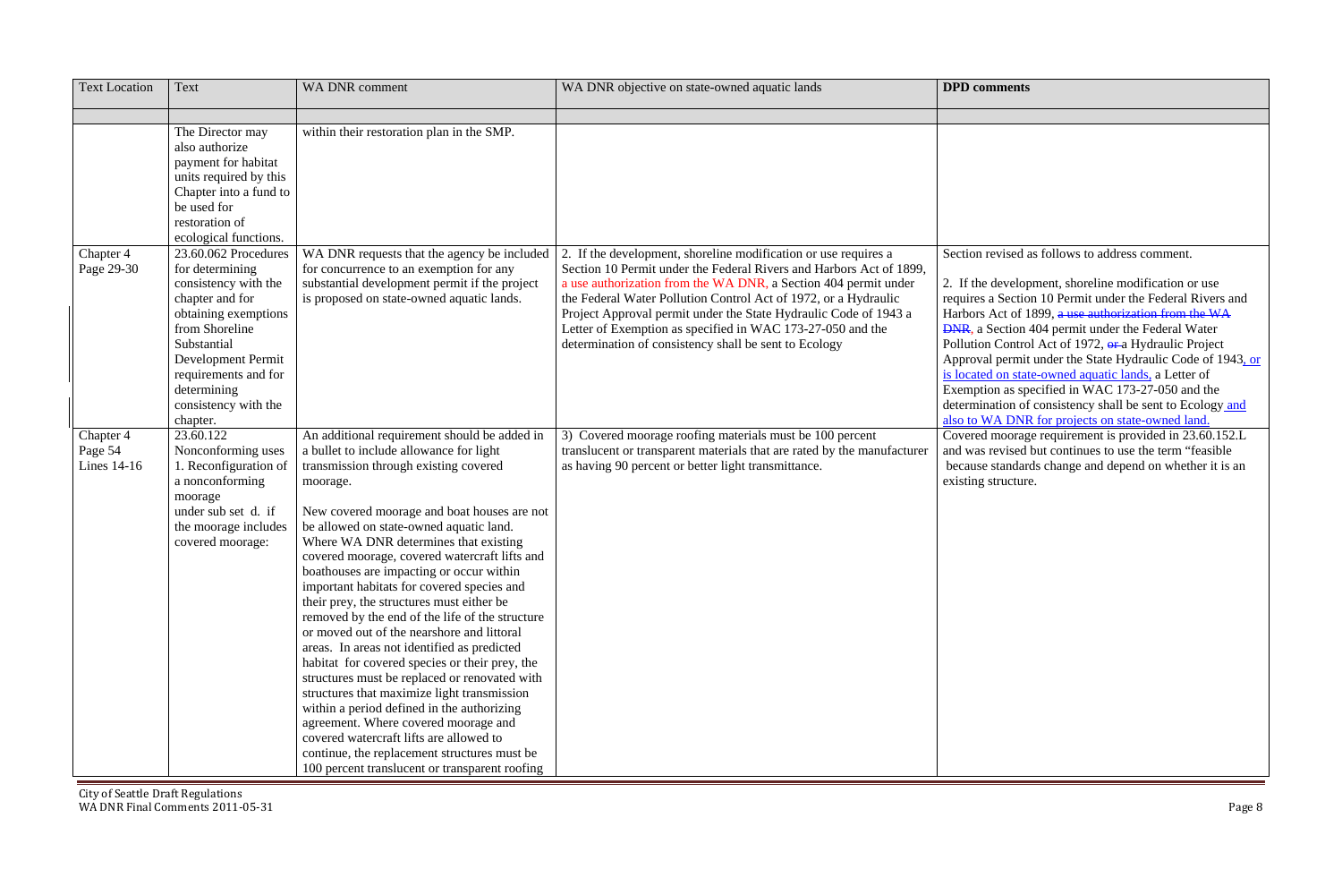| Text Location | Text | WA DNR comment | WA DNR objective on state-owned aquatic lands | **DPD comments** |
|---|---|---|---|---|
| | | | | |
| | The Director may also authorize payment for habitat units required by this Chapter into a fund to be used for restoration of ecological functions. | within their restoration plan in the SMP. | | |
| Chapter 4 Page 29-30 | 23.60.062 Procedures for determining consistency with the chapter and for obtaining exemptions from Shoreline Substantial Development Permit requirements and for determining consistency with the chapter. | WA DNR requests that the agency be included for concurrence to an exemption for any substantial development permit if the project is proposed on state-owned aquatic lands. | 2. If the development, shoreline modification or use requires a Section 10 Permit under the Federal Rivers and Harbors Act of 1899, a use authorization from the WA DNR, a Section 404 permit under the Federal Water Pollution Control Act of 1972, or a Hydraulic Project Approval permit under the State Hydraulic Code of 1943 a Letter of Exemption as specified in WAC 173-27-050 and the determination of consistency shall be sent to Ecology | Section revised as follows to address comment.<br><br>2. If the development, shoreline modification or use requires a Section 10 Permit under the Federal Rivers and Harbors Act of 1899, ~~a use authorization from the WA DNR~~, a Section 404 permit under the Federal Water Pollution Control Act of 1972, ~~or~~ a Hydraulic Project Approval permit under the State Hydraulic Code of 1943, or is located on state-owned aquatic lands, a Letter of Exemption as specified in WAC 173-27-050 and the determination of consistency shall be sent to Ecology and also to WA DNR for projects on state-owned land. |
| Chapter 4 Page 54 Lines 14-16 | 23.60.122 Nonconforming uses 1. Reconfiguration of a nonconforming moorage under sub set d. if the moorage includes covered moorage: | An additional requirement should be added in a bullet to include allowance for light transmission through existing covered moorage.<br><br>New covered moorage and boat houses are not be allowed on state-owned aquatic land. Where WA DNR determines that existing covered moorage, covered watercraft lifts and boathouses are impacting or occur within important habitats for covered species and their prey, the structures must either be removed by the end of the life of the structure or moved out of the nearshore and littoral areas. In areas not identified as predicted habitat for covered species or their prey, the structures must be replaced or renovated with structures that maximize light transmission within a period defined in the authorizing agreement. Where covered moorage and covered watercraft lifts are allowed to continue, the replacement structures must be 100 percent translucent or transparent roofing | 3) Covered moorage roofing materials must be 100 percent translucent or transparent materials that are rated by the manufacturer as having 90 percent or better light transmittance. | Covered moorage requirement is provided in 23.60.152.L and was revised but continues to use the term "feasible because standards change and depend on whether it is an existing structure. |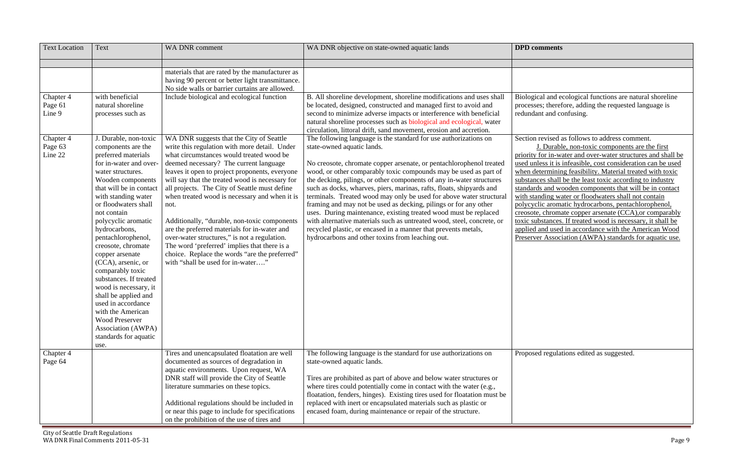| Text Location | Text | WA DNR comment | WA DNR objective on state-owned aquatic lands | **DPD comments** |
|---|---|---|---|---|
| | | | | |
| | | materials that are rated by the manufacturer as having 90 percent or better light transmittance. No side walls or barrier curtains are allowed. | | |
| Chapter 4 Page 61 Line 9 | with beneficial natural shoreline processes such as | Include biological and ecological function | B. All shoreline development, shoreline modifications and uses shall be located, designed, constructed and managed first to avoid and second to minimize adverse impacts or interference with beneficial natural shoreline processes such as biological and ecological, water circulation, littoral drift, sand movement, erosion and accretion. | Biological and ecological functions are natural shoreline processes; therefore, adding the requested language is redundant and confusing. |
| Chapter 4 Page 63 Line 22 | J. Durable, non-toxic components are the preferred materials for in-water and over-water structures. Wooden components that will be in contact with standing water or floodwaters shall not contain polycyclic aromatic hydrocarbons, pentachlorophenol, creosote, chromate copper arsenate (CCA), arsenic, or comparably toxic substances. If treated wood is necessary, it shall be applied and used in accordance with the American Wood Preserver Association (AWPA) standards for aquatic use. | WA DNR suggests that the City of Seattle write this regulation with more detail. Under what circumstances would treated wood be deemed necessary? The current language leaves it open to project proponents, everyone will say that the treated wood is necessary for all projects. The City of Seattle must define when treated wood is necessary and when it is not.<br><br>Additionally, "durable, non-toxic components are the preferred materials for in-water and over-water structures," is not a regulation. The word 'preferred' implies that there is a choice. Replace the words "are the preferred" with "shall be used for in-water…." | The following language is the standard for use authorizations on state-owned aquatic lands.<br><br>No creosote, chromate copper arsenate, or pentachlorophenol treated wood, or other comparably toxic compounds may be used as part of the decking, pilings, or other components of any in-water structures such as docks, wharves, piers, marinas, rafts, floats, shipyards and terminals. Treated wood may only be used for above water structural framing and may not be used as decking, pilings or for any other uses. During maintenance, existing treated wood must be replaced with alternative materials such as untreated wood, steel, concrete, or recycled plastic, or encased in a manner that prevents metals, hydrocarbons and other toxins from leaching out. | Section revised as follows to address comment.<br><br>J. Durable, non-toxic components are the first priority for in-water and over-water structures and shall be used unless it is infeasible, cost consideration can be used when determining feasibility. Material treated with toxic substances shall be the least toxic according to industry standards and wooden components that will be in contact with standing water or floodwaters shall not contain polycyclic aromatic hydrocarbons, pentachlorophenol, creosote, chromate copper arsenate (CCA),or comparably toxic substances. If treated wood is necessary, it shall be applied and used in accordance with the American Wood Preserver Association (AWPA) standards for aquatic use. |
| Chapter 4 Page 64 | | Tires and unencapsulated floatation are well documented as sources of degradation in aquatic environments. Upon request, WA DNR staff will provide the City of Seattle literature summaries on these topics.<br><br>Additional regulations should be included in or near this page to include for specifications on the prohibition of the use of tires and | The following language is the standard for use authorizations on state-owned aquatic lands.<br><br>Tires are prohibited as part of above and below water structures or where tires could potentially come in contact with the water (e.g., floatation, fenders, hinges). Existing tires used for floatation must be replaced with inert or encapsulated materials such as plastic or encased foam, during maintenance or repair of the structure. | Proposed regulations edited as suggested. |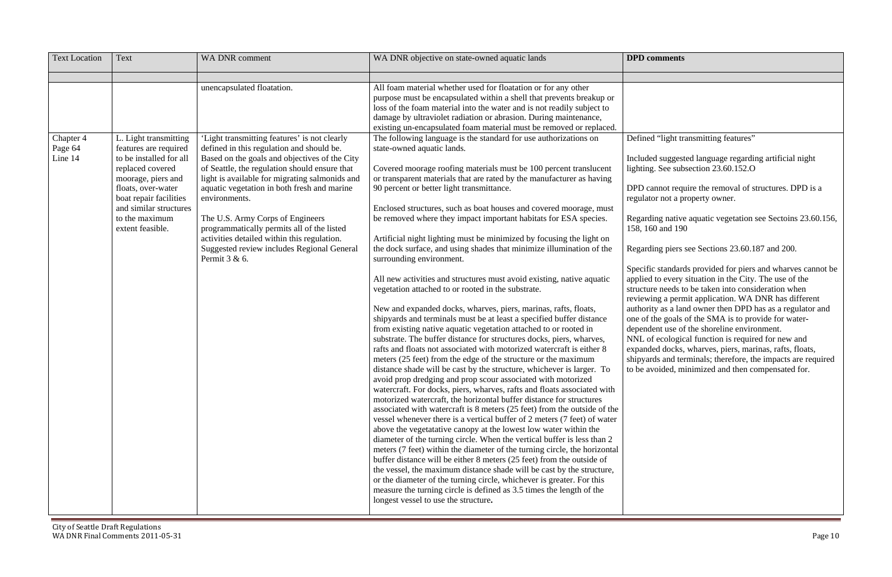| Text Location | Text | WA DNR comment | WA DNR objective on state-owned aquatic lands | **DPD comments** |
|---|---|---|---|---|
| | | | | |
| | | unencapsulated floatation. | All foam material whether used for floatation or for any other purpose must be encapsulated within a shell that prevents breakup or loss of the foam material into the water and is not readily subject to damage by ultraviolet radiation or abrasion. During maintenance, existing un-encapsulated foam material must be removed or replaced. | |
| Chapter 4 Page 64 Line 14 | L. Light transmitting features are required to be installed for all replaced covered moorage, piers and floats, over-water boat repair facilities and similar structures to the maximum extent feasible. | 'Light transmitting features' is not clearly defined in this regulation and should be. Based on the goals and objectives of the City of Seattle, the regulation should ensure that light is available for migrating salmonids and aquatic vegetation in both fresh and marine environments.<br><br>The U.S. Army Corps of Engineers programmatically permits all of the listed activities detailed within this regulation. Suggested review includes Regional General Permit 3 & 6. | The following language is the standard for use authorizations on state-owned aquatic lands.<br><br>Covered moorage roofing materials must be 100 percent translucent or transparent materials that are rated by the manufacturer as having 90 percent or better light transmittance.<br><br>Enclosed structures, such as boat houses and covered moorage, must be removed where they impact important habitats for ESA species.<br><br>Artificial night lighting must be minimized by focusing the light on the dock surface, and using shades that minimize illumination of the surrounding environment.<br><br>All new activities and structures must avoid existing, native aquatic vegetation attached to or rooted in the substrate.<br><br>New and expanded docks, wharves, piers, marinas, rafts, floats, shipyards and terminals must be at least a specified buffer distance from existing native aquatic vegetation attached to or rooted in substrate. The buffer distance for structures docks, piers, wharves, rafts and floats not associated with motorized watercraft is either 8 meters (25 feet) from the edge of the structure or the maximum distance shade will be cast by the structure, whichever is larger. To avoid prop dredging and prop scour associated with motorized watercraft. For docks, piers, wharves, rafts and floats associated with motorized watercraft, the horizontal buffer distance for structures associated with watercraft is 8 meters (25 feet) from the outside of the vessel whenever there is a vertical buffer of 2 meters (7 feet) of water above the vegetatative canopy at the lowest low water within the diameter of the turning circle. When the vertical buffer is less than 2 meters (7 feet) within the diameter of the turning circle, the horizontal buffer distance will be either 8 meters (25 feet) from the outside of the vessel, the maximum distance shade will be cast by the structure, or the diameter of the turning circle, whichever is greater. For this measure the turning circle is defined as 3.5 times the length of the longest vessel to use the structure**.** | Defined "light transmitting features"<br><br>Included suggested language regarding artificial night lighting. See subsection 23.60.152.O<br><br>DPD cannot require the removal of structures. DPD is a regulator not a property owner.<br><br>Regarding native aquatic vegetation see Sectoins 23.60.156, 158, 160 and 190<br><br>Regarding piers see Sections 23.60.187 and 200.<br><br>Specific standards provided for piers and wharves cannot be applied to every situation in the City. The use of the structure needs to be taken into consideration when reviewing a permit application. WA DNR has different authority as a land owner then DPD has as a regulator and one of the goals of the SMA is to provide for water-dependent use of the shoreline environment.<br>NNL of ecological function is required for new and expanded docks, wharves, piers, marinas, rafts, floats, shipyards and terminals; therefore, the impacts are required to be avoided, minimized and then compensated for. |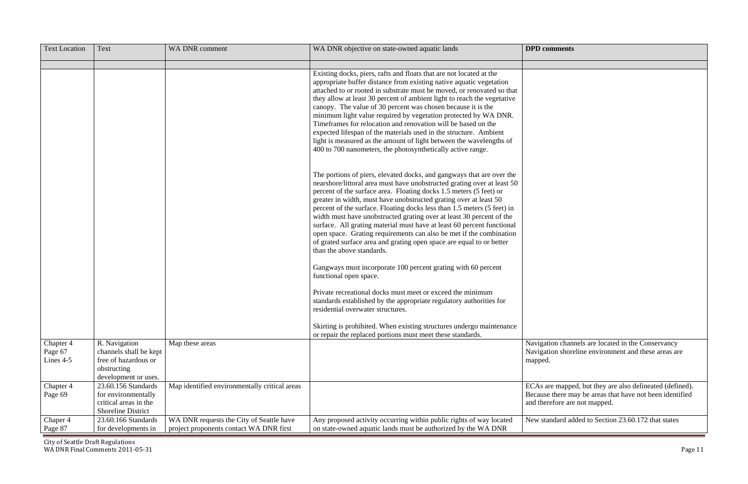| Text Location | Text | WA DNR comment | WA DNR objective on state-owned aquatic lands | **DPD comments** |
|---|---|---|---|---|
| | | | | |
| | | | Existing docks, piers, rafts and floats that are not located at the appropriate buffer distance from existing native aquatic vegetation attached to or rooted in substrate must be moved, or renovated so that they allow at least 30 percent of ambient light to reach the vegetative canopy. The value of 30 percent was chosen because it is the minimum light value required by vegetation protected by WA DNR. Timeframes for relocation and renovation will be based on the expected lifespan of the materials used in the structure. Ambient light is measured as the amount of light between the wavelengths of 400 to 700 nanometers, the photosynthetically active range.<br><br>The portions of piers, elevated docks, and gangways that are over the nearshore/littoral area must have unobstructed grating over at least 50 percent of the surface area. Floating docks 1.5 meters (5 feet) or greater in width, must have unobstructed grating over at least 50 percent of the surface. Floating docks less than 1.5 meters (5 feet) in width must have unobstructed grating over at least 30 percent of the surface. All grating material must have at least 60 percent functional open space. Grating requirements can also be met if the combination of grated surface area and grating open space are equal to or better than the above standards.<br><br>Gangways must incorporate 100 percent grating with 60 percent functional open space.<br><br>Private recreational docks must meet or exceed the minimum standards established by the appropriate regulatory authorities for residential overwater structures.<br><br>Skirting is prohibited. When existing structures undergo maintenance or repair the replaced portions must meet these standards. | |
| Chapter 4<br>Page 67<br>Lines 4-5 | R. Navigation channels shall be kept free of hazardous or obstructing development or uses. | Map these areas | | Navigation channels are located in the Conservancy Navigation shoreline environment and these areas are mapped. |
| Chapter 4<br>Page 69 | 23.60.156 Standards for environmentally critical areas in the Shoreline District | Map identified environmentally critical areas | | ECAs are mapped, but they are also delineated (defined). Because there may be areas that have not been identified and therefore are not mapped. |
| Chaper 4<br>Page 87 | 23.60.166 Standards for developments in | WA DNR requests the City of Seattle have project proponents contact WA DNR first | Any proposed activity occurring within public rights of way located on state-owned aquatic lands must be authorized by the WA DNR | New standard added to Section 23.60.172 that states |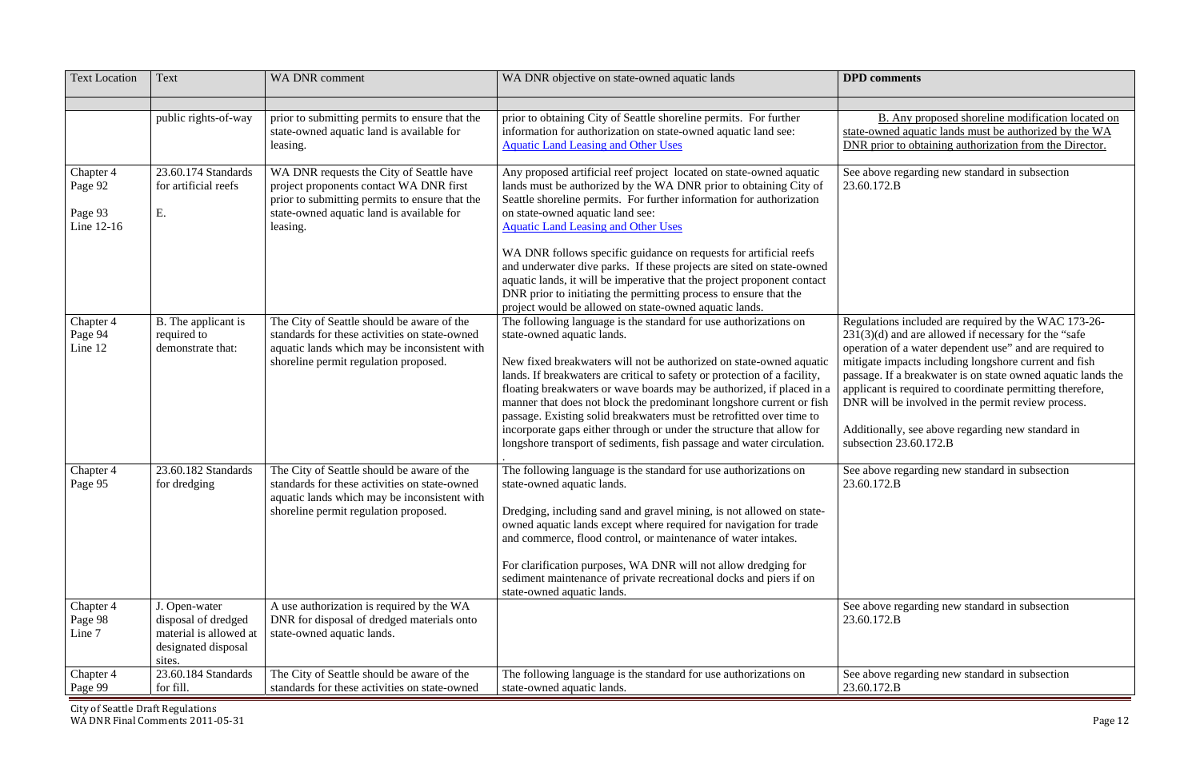| Text Location | Text | WA DNR comment | WA DNR objective on state-owned aquatic lands | **DPD comments** |
|---|---|---|---|---|
| | | | | |
| | public rights-of-way | prior to submitting permits to ensure that the state-owned aquatic land is available for leasing. | prior to obtaining City of Seattle shoreline permits. For further information for authorization on state-owned aquatic land see: [Aquatic Land Leasing and Other Uses] | B. Any proposed shoreline modification located on state-owned aquatic lands must be authorized by the WA DNR prior to obtaining authorization from the Director. |
| Chapter 4 Page 92<br><br>Page 93 Line 12-16 | 23.60.174 Standards for artificial reefs<br><br>E. | WA DNR requests the City of Seattle have project proponents contact WA DNR first prior to submitting permits to ensure that the state-owned aquatic land is available for leasing. | Any proposed artificial reef project located on state-owned aquatic lands must be authorized by the WA DNR prior to obtaining City of Seattle shoreline permits. For further information for authorization on state-owned aquatic land see: [Aquatic Land Leasing and Other Uses]<br><br>WA DNR follows specific guidance on requests for artificial reefs and underwater dive parks. If these projects are sited on state-owned aquatic lands, it will be imperative that the project proponent contact DNR prior to initiating the permitting process to ensure that the project would be allowed on state-owned aquatic lands. | See above regarding new standard in subsection 23.60.172.B |
| Chapter 4 Page 94 Line 12 | B. The applicant is required to demonstrate that: | The City of Seattle should be aware of the standards for these activities on state-owned aquatic lands which may be inconsistent with shoreline permit regulation proposed. | The following language is the standard for use authorizations on state-owned aquatic lands.<br><br>New fixed breakwaters will not be authorized on state-owned aquatic lands. If breakwaters are critical to safety or protection of a facility, floating breakwaters or wave boards may be authorized, if placed in a manner that does not block the predominant longshore current or fish passage. Existing solid breakwaters must be retrofitted over time to incorporate gaps either through or under the structure that allow for longshore transport of sediments, fish passage and water circulation.<br>. | Regulations included are required by the WAC 173-26-231(3)(d) and are allowed if necessary for the "safe operation of a water dependent use" and are required to mitigate impacts including longshore current and fish passage. If a breakwater is on state owned aquatic lands the applicant is required to coordinate permitting therefore, DNR will be involved in the permit review process.<br><br>Additionally, see above regarding new standard in subsection 23.60.172.B |
| Chapter 4 Page 95 | 23.60.182 Standards for dredging | The City of Seattle should be aware of the standards for these activities on state-owned aquatic lands which may be inconsistent with shoreline permit regulation proposed. | The following language is the standard for use authorizations on state-owned aquatic lands.<br><br>Dredging, including sand and gravel mining, is not allowed on state-owned aquatic lands except where required for navigation for trade and commerce, flood control, or maintenance of water intakes.<br><br>For clarification purposes, WA DNR will not allow dredging for sediment maintenance of private recreational docks and piers if on state-owned aquatic lands. | See above regarding new standard in subsection 23.60.172.B |
| Chapter 4 Page 98 Line 7 | J. Open-water disposal of dredged material is allowed at designated disposal sites. | A use authorization is required by the WA DNR for disposal of dredged materials onto state-owned aquatic lands. | | See above regarding new standard in subsection 23.60.172.B |
| Chapter 4 Page 99 | 23.60.184 Standards for fill. | The City of Seattle should be aware of the standards for these activities on state-owned | The following language is the standard for use authorizations on state-owned aquatic lands. | See above regarding new standard in subsection 23.60.172.B |

City of Seattle Draft Regulations
WA DNR Final Comments 2011-05-31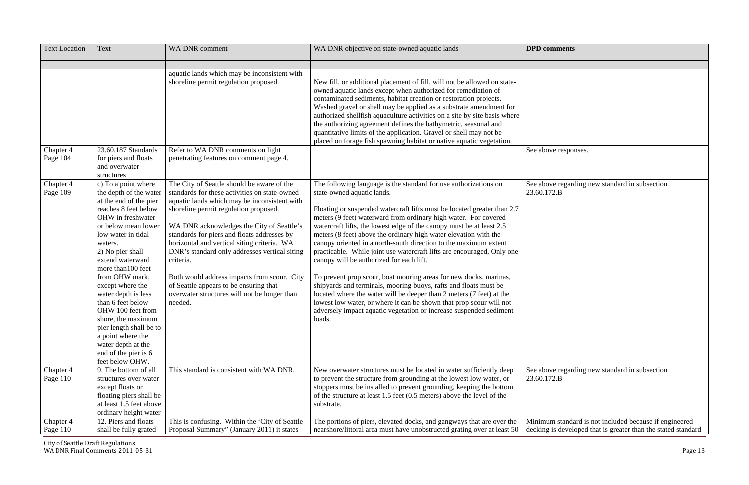| Text Location | Text | WA DNR comment | WA DNR objective on state-owned aquatic lands | DPD comments |
|---|---|---|---|---|
| | | | | |
| | | aquatic lands which may be inconsistent with shoreline permit regulation proposed. | New fill, or additional placement of fill, will not be allowed on state-owned aquatic lands except when authorized for remediation of contaminated sediments, habitat creation or restoration projects. Washed gravel or shell may be applied as a substrate amendment for authorized shellfish aquaculture activities on a site by site basis where the authorizing agreement defines the bathymetric, seasonal and quantitative limits of the application. Gravel or shell may not be placed on forage fish spawning habitat or native aquatic vegetation. | |
| Chapter 4 Page 104 | 23.60.187 Standards for piers and floats and overwater structures | Refer to WA DNR comments on light penetrating features on comment page 4. | | See above responses. |
| Chapter 4 Page 109 | c) To a point where the depth of the water at the end of the pier reaches 8 feet below OHW in freshwater or below mean lower low water in tidal waters.<br>2) No pier shall extend waterward more than100 feet from OHW mark, except where the water depth is less than 6 feet below OHW 100 feet from shore, the maximum pier length shall be to a point where the water depth at the end of the pier is 6 feet below OHW. | The City of Seattle should be aware of the standards for these activities on state-owned aquatic lands which may be inconsistent with shoreline permit regulation proposed.<br><br>WA DNR acknowledges the City of Seattle's standards for piers and floats addresses by horizontal and vertical siting criteria. WA DNR's standard only addresses vertical siting criteria.<br><br>Both would address impacts from scour. City of Seattle appears to be ensuring that overwater structures will not be longer than needed. | The following language is the standard for use authorizations on state-owned aquatic lands.<br><br>Floating or suspended watercraft lifts must be located greater than 2.7 meters (9 feet) waterward from ordinary high water. For covered watercraft lifts, the lowest edge of the canopy must be at least 2.5 meters (8 feet) above the ordinary high water elevation with the canopy oriented in a north-south direction to the maximum extent practicable. While joint use watercraft lifts are encouraged, Only one canopy will be authorized for each lift.<br><br>To prevent prop scour, boat mooring areas for new docks, marinas, shipyards and terminals, mooring buoys, rafts and floats must be located where the water will be deeper than 2 meters (7 feet) at the lowest low water, or where it can be shown that prop scour will not adversely impact aquatic vegetation or increase suspended sediment loads. | See above regarding new standard in subsection 23.60.172.B |
| Chapter 4 Page 110 | 9. The bottom of all structures over water except floats or floating piers shall be at least 1.5 feet above ordinary height water | This standard is consistent with WA DNR. | New overwater structures must be located in water sufficiently deep to prevent the structure from grounding at the lowest low water, or stoppers must be installed to prevent grounding, keeping the bottom of the structure at least 1.5 feet (0.5 meters) above the level of the substrate. | See above regarding new standard in subsection 23.60.172.B |
| Chapter 4 Page 110 | 12. Piers and floats shall be fully grated | This is confusing. Within the 'City of Seattle Proposal Summary" (January 2011) it states | The portions of piers, elevated docks, and gangways that are over the nearshore/littoral area must have unobstructed grating over at least 50 | Minimum standard is not included because if engineered decking is developed that is greater than the stated standard |

City of Seattle Draft Regulations
WA DNR Final Comments 2011-05-31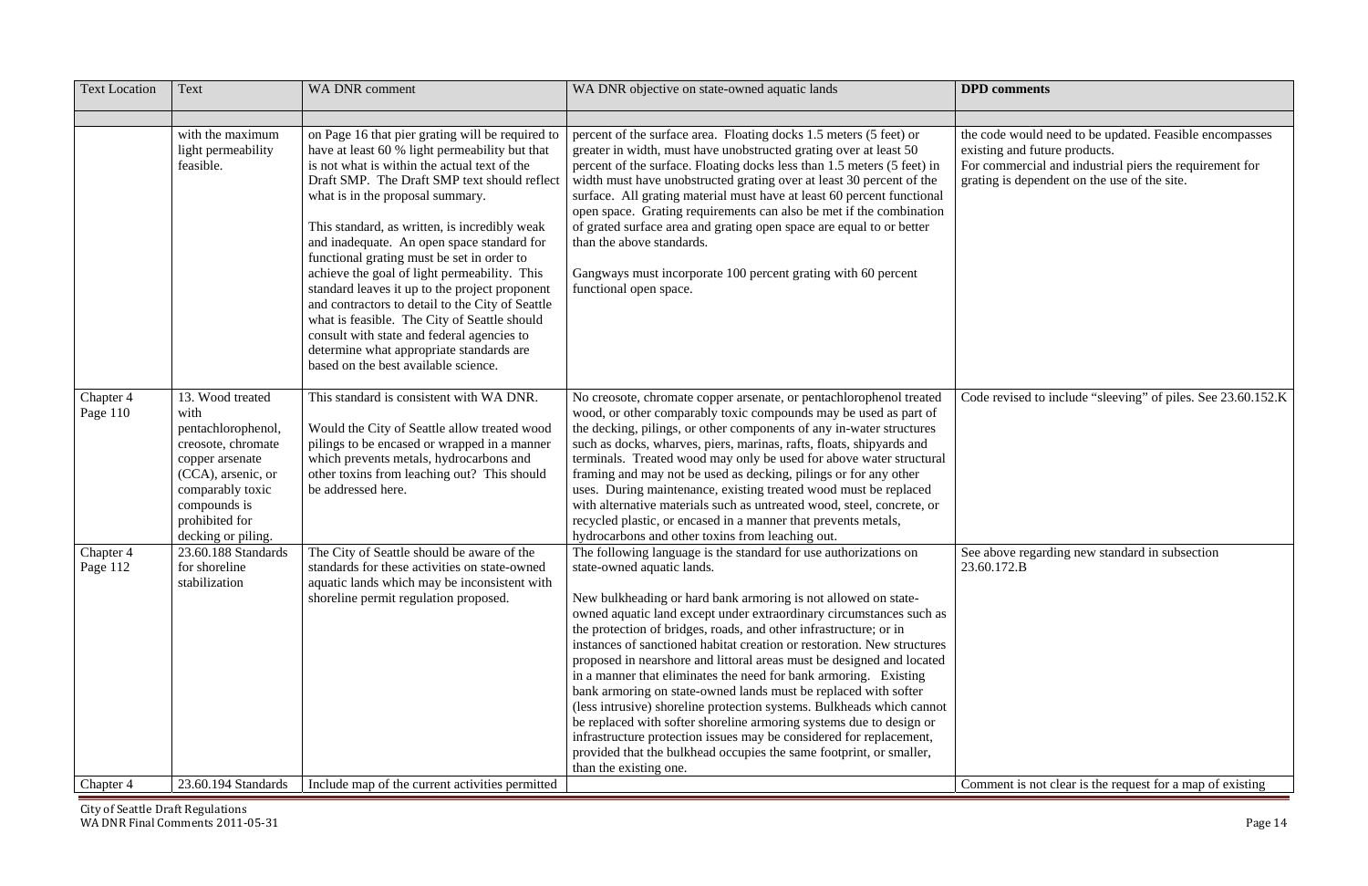| Text Location | Text | WA DNR comment | WA DNR objective on state-owned aquatic lands | DPD comments |
|---|---|---|---|---|
| | | | | |
| | with the maximum light permeability feasible. | on Page 16 that pier grating will be required to have at least 60 % light permeability but that is not what is within the actual text of the Draft SMP. The Draft SMP text should reflect what is in the proposal summary.<br><br>This standard, as written, is incredibly weak and inadequate. An open space standard for functional grating must be set in order to achieve the goal of light permeability. This standard leaves it up to the project proponent and contractors to detail to the City of Seattle what is feasible. The City of Seattle should consult with state and federal agencies to determine what appropriate standards are based on the best available science. | percent of the surface area. Floating docks 1.5 meters (5 feet) or greater in width, must have unobstructed grating over at least 50 percent of the surface. Floating docks less than 1.5 meters (5 feet) in width must have unobstructed grating over at least 30 percent of the surface. All grating material must have at least 60 percent functional open space. Grating requirements can also be met if the combination of grated surface area and grating open space are equal to or better than the above standards.<br><br>Gangways must incorporate 100 percent grating with 60 percent functional open space. | the code would need to be updated. Feasible encompasses existing and future products.<br>For commercial and industrial piers the requirement for grating is dependent on the use of the site. |
| Chapter 4 Page 110 | 13. Wood treated with pentachlorophenol, creosote, chromate copper arsenate (CCA), arsenic, or comparably toxic compounds is prohibited for decking or piling. | This standard is consistent with WA DNR.<br><br>Would the City of Seattle allow treated wood pilings to be encased or wrapped in a manner which prevents metals, hydrocarbons and other toxins from leaching out? This should be addressed here. | No creosote, chromate copper arsenate, or pentachlorophenol treated wood, or other comparably toxic compounds may be used as part of the decking, pilings, or other components of any in-water structures such as docks, wharves, piers, marinas, rafts, floats, shipyards and terminals. Treated wood may only be used for above water structural framing and may not be used as decking, pilings or for any other uses. During maintenance, existing treated wood must be replaced with alternative materials such as untreated wood, steel, concrete, or recycled plastic, or encased in a manner that prevents metals, hydrocarbons and other toxins from leaching out. | Code revised to include "sleeving" of piles. See 23.60.152.K |
| Chapter 4 Page 112 | 23.60.188 Standards for shoreline stabilization | The City of Seattle should be aware of the standards for these activities on state-owned aquatic lands which may be inconsistent with shoreline permit regulation proposed. | The following language is the standard for use authorizations on state-owned aquatic lands.<br><br>New bulkheading or hard bank armoring is not allowed on state-owned aquatic land except under extraordinary circumstances such as the protection of bridges, roads, and other infrastructure; or in instances of sanctioned habitat creation or restoration. New structures proposed in nearshore and littoral areas must be designed and located in a manner that eliminates the need for bank armoring. Existing bank armoring on state-owned lands must be replaced with softer (less intrusive) shoreline protection systems. Bulkheads which cannot be replaced with softer shoreline armoring systems due to design or infrastructure protection issues may be considered for replacement, provided that the bulkhead occupies the same footprint, or smaller, than the existing one. | See above regarding new standard in subsection 23.60.172.B |
| Chapter 4 | 23.60.194 Standards | Include map of the current activities permitted | | Comment is not clear is the request for a map of existing |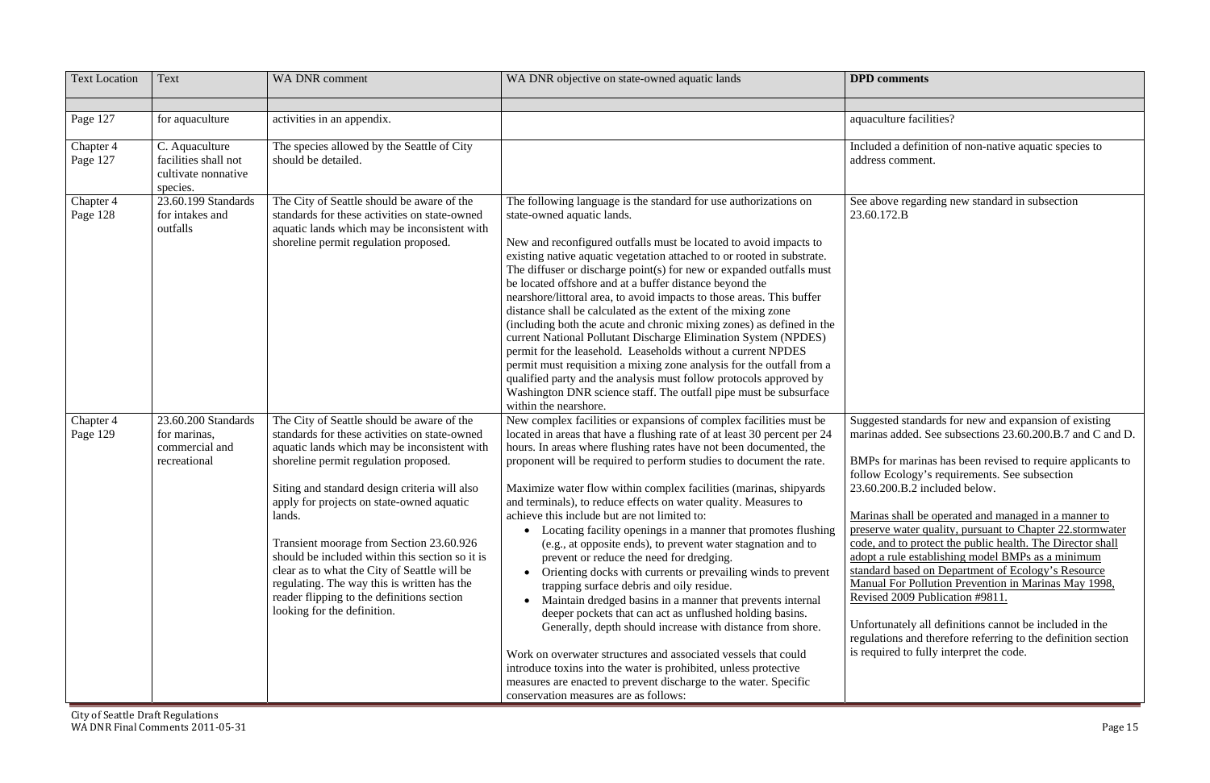| Text Location | Text | WA DNR comment | WA DNR objective on state-owned aquatic lands | **DPD comments** |
|---|---|---|---|---|
| | | | | |
| Page 127 | for aquaculture | activities in an appendix. | | aquaculture facilities? |
| Chapter 4 Page 127 | C. Aquaculture facilities shall not cultivate nonnative species. | The species allowed by the Seattle of City should be detailed. | | Included a definition of non-native aquatic species to address comment. |
| Chapter 4 Page 128 | 23.60.199 Standards for intakes and outfalls | The City of Seattle should be aware of the standards for these activities on state-owned aquatic lands which may be inconsistent with shoreline permit regulation proposed. | The following language is the standard for use authorizations on state-owned aquatic lands.<br><br>New and reconfigured outfalls must be located to avoid impacts to existing native aquatic vegetation attached to or rooted in substrate. The diffuser or discharge point(s) for new or expanded outfalls must be located offshore and at a buffer distance beyond the nearshore/littoral area, to avoid impacts to those areas. This buffer distance shall be calculated as the extent of the mixing zone (including both the acute and chronic mixing zones) as defined in the current National Pollutant Discharge Elimination System (NPDES) permit for the leasehold. Leaseholds without a current NPDES permit must requisition a mixing zone analysis for the outfall from a qualified party and the analysis must follow protocols approved by Washington DNR science staff. The outfall pipe must be subsurface within the nearshore. | See above regarding new standard in subsection 23.60.172.B |
| Chapter 4 Page 129 | 23.60.200 Standards for marinas, commercial and recreational | The City of Seattle should be aware of the standards for these activities on state-owned aquatic lands which may be inconsistent with shoreline permit regulation proposed.<br><br>Siting and standard design criteria will also apply for projects on state-owned aquatic lands.<br><br>Transient moorage from Section 23.60.926 should be included within this section so it is clear as to what the City of Seattle will be regulating. The way this is written has the reader flipping to the definitions section looking for the definition. | New complex facilities or expansions of complex facilities must be located in areas that have a flushing rate of at least 30 percent per 24 hours. In areas where flushing rates have not been documented, the proponent will be required to perform studies to document the rate.<br><br>Maximize water flow within complex facilities (marinas, shipyards and terminals), to reduce effects on water quality. Measures to achieve this include but are not limited to:<br>• Locating facility openings in a manner that promotes flushing (e.g., at opposite ends), to prevent water stagnation and to prevent or reduce the need for dredging.<br>• Orienting docks with currents or prevailing winds to prevent trapping surface debris and oily residue.<br>• Maintain dredged basins in a manner that prevents internal deeper pockets that can act as unflushed holding basins. Generally, depth should increase with distance from shore.<br><br>Work on overwater structures and associated vessels that could introduce toxins into the water is prohibited, unless protective measures are enacted to prevent discharge to the water. Specific conservation measures are as follows: | Suggested standards for new and expansion of existing marinas added. See subsections 23.60.200.B.7 and C and D.<br><br>BMPs for marinas has been revised to require applicants to follow Ecology's requirements. See subsection 23.60.200.B.2 included below.<br><br><u>Marinas shall be operated and managed in a manner to preserve water quality, pursuant to Chapter 22.stormwater code, and to protect the public health. The Director shall adopt a rule establishing model BMPs as a minimum standard based on Department of Ecology's Resource Manual For Pollution Prevention in Marinas May 1998, Revised 2009 Publication #9811.</u><br><br>Unfortunately all definitions cannot be included in the regulations and therefore referring to the definition section is required to fully interpret the code. |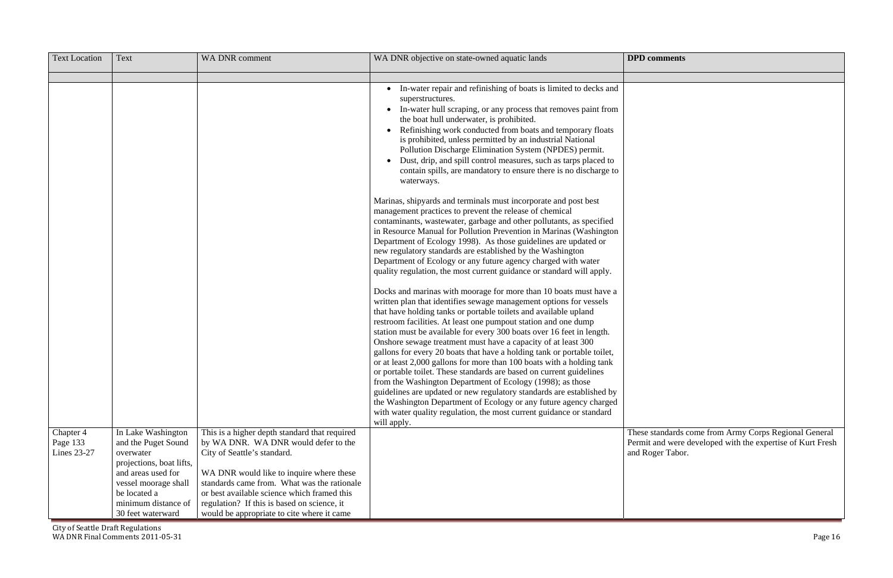| Text Location | Text | WA DNR comment | WA DNR objective on state-owned aquatic lands | **DPD comments** |
|---|---|---|---|---|
| | | | | |
| | | | • In-water repair and refinishing of boats is limited to decks and superstructures. <br> • In-water hull scraping, or any process that removes paint from the boat hull underwater, is prohibited. <br> • Refinishing work conducted from boats and temporary floats is prohibited, unless permitted by an industrial National Pollution Discharge Elimination System (NPDES) permit. <br> • Dust, drip, and spill control measures, such as tarps placed to contain spills, are mandatory to ensure there is no discharge to waterways. <br><br> Marinas, shipyards and terminals must incorporate and post best management practices to prevent the release of chemical contaminants, wastewater, garbage and other pollutants, as specified in Resource Manual for Pollution Prevention in Marinas (Washington Department of Ecology 1998). As those guidelines are updated or new regulatory standards are established by the Washington Department of Ecology or any future agency charged with water quality regulation, the most current guidance or standard will apply. <br><br> Docks and marinas with moorage for more than 10 boats must have a written plan that identifies sewage management options for vessels that have holding tanks or portable toilets and available upland restroom facilities. At least one pumpout station and one dump station must be available for every 300 boats over 16 feet in length. Onshore sewage treatment must have a capacity of at least 300 gallons for every 20 boats that have a holding tank or portable toilet, or at least 2,000 gallons for more than 100 boats with a holding tank or portable toilet. These standards are based on current guidelines from the Washington Department of Ecology (1998); as those guidelines are updated or new regulatory standards are established by the Washington Department of Ecology or any future agency charged with water quality regulation, the most current guidance or standard will apply. | |
| Chapter 4 Page 133 Lines 23-27 | In Lake Washington and the Puget Sound overwater projections, boat lifts, and areas used for vessel moorage shall be located a minimum distance of 30 feet waterward | This is a higher depth standard that required by WA DNR. WA DNR would defer to the City of Seattle's standard. <br><br> WA DNR would like to inquire where these standards came from. What was the rationale or best available science which framed this regulation? If this is based on science, it would be appropriate to cite where it came | | These standards come from Army Corps Regional General Permit and were developed with the expertise of Kurt Fresh and Roger Tabor. |

City of Seattle Draft Regulations
WA DNR Final Comments 2011-05-31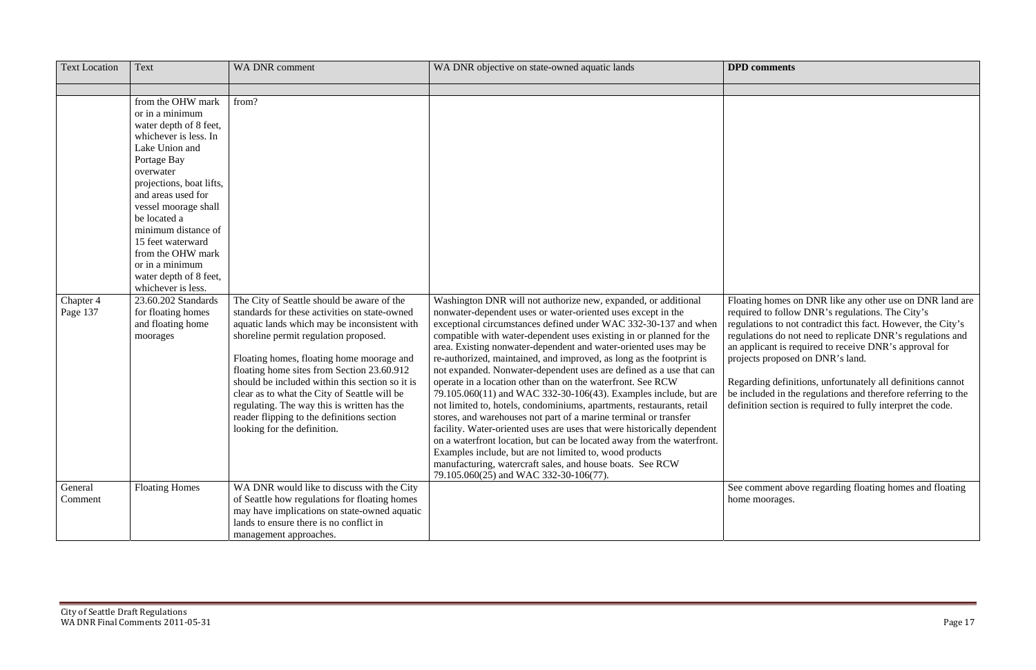| Text Location | Text | WA DNR comment | WA DNR objective on state-owned aquatic lands | **DPD comments** |
|---|---|---|---|---|
| | | | | |
| | from the OHW mark or in a minimum water depth of 8 feet, whichever is less. In Lake Union and Portage Bay overwater projections, boat lifts, and areas used for vessel moorage shall be located a minimum distance of 15 feet waterward from the OHW mark or in a minimum water depth of 8 feet, whichever is less. | from? | | |
| Chapter 4 Page 137 | 23.60.202 Standards for floating homes and floating home moorages | The City of Seattle should be aware of the standards for these activities on state-owned aquatic lands which may be inconsistent with shoreline permit regulation proposed.<br><br>Floating homes, floating home moorage and floating home sites from Section 23.60.912 should be included within this section so it is clear as to what the City of Seattle will be regulating. The way this is written has the reader flipping to the definitions section looking for the definition. | Washington DNR will not authorize new, expanded, or additional nonwater-dependent uses or water-oriented uses except in the exceptional circumstances defined under WAC 332-30-137 and when compatible with water-dependent uses existing in or planned for the area. Existing nonwater-dependent and water-oriented uses may be re-authorized, maintained, and improved, as long as the footprint is not expanded. Nonwater-dependent uses are defined as a use that can operate in a location other than on the waterfront. See RCW 79.105.060(11) and WAC 332-30-106(43). Examples include, but are not limited to, hotels, condominiums, apartments, restaurants, retail stores, and warehouses not part of a marine terminal or transfer facility. Water-oriented uses are uses that were historically dependent on a waterfront location, but can be located away from the waterfront. Examples include, but are not limited to, wood products manufacturing, watercraft sales, and house boats. See RCW 79.105.060(25) and WAC 332-30-106(77). | Floating homes on DNR like any other use on DNR land are required to follow DNR's regulations. The City's regulations to not contradict this fact. However, the City's regulations do not need to replicate DNR's regulations and an applicant is required to receive DNR's approval for projects proposed on DNR's land.<br><br>Regarding definitions, unfortunately all definitions cannot be included in the regulations and therefore referring to the definition section is required to fully interpret the code. |
| General Comment | Floating Homes | WA DNR would like to discuss with the City of Seattle how regulations for floating homes may have implications on state-owned aquatic lands to ensure there is no conflict in management approaches. | | See comment above regarding floating homes and floating home moorages. |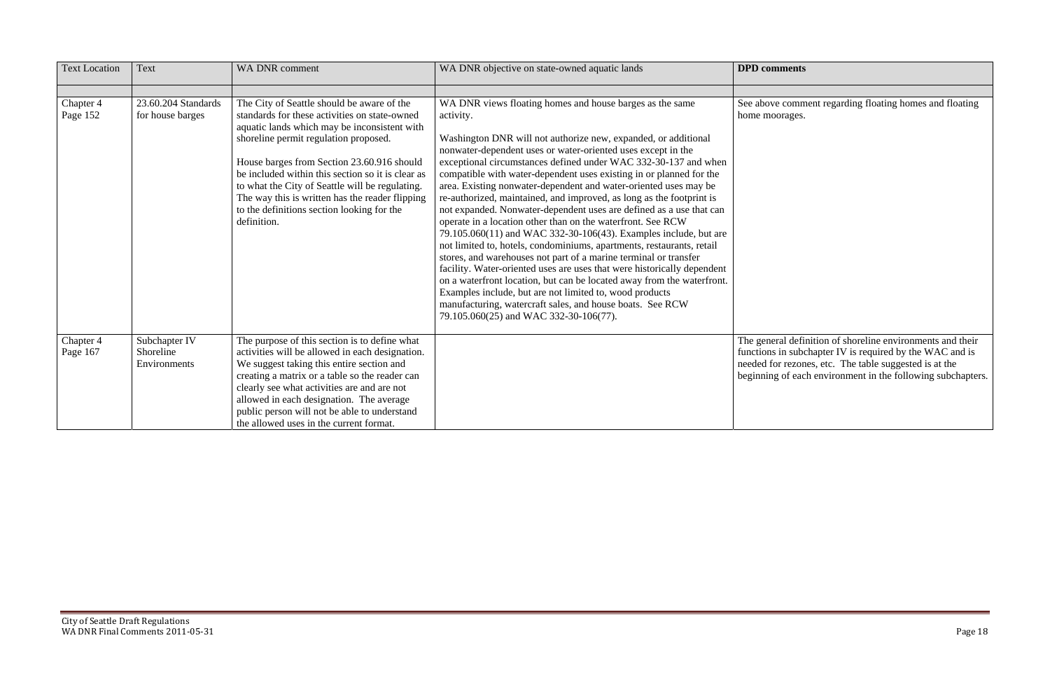| Text Location | Text | WA DNR comment | WA DNR objective on state-owned aquatic lands | **DPD comments** |
|---|---|---|---|---|
| | | | | |
| Chapter 4 Page 152 | 23.60.204 Standards for house barges | The City of Seattle should be aware of the standards for these activities on state-owned aquatic lands which may be inconsistent with shoreline permit regulation proposed.<br><br>House barges from Section 23.60.916 should be included within this section so it is clear as to what the City of Seattle will be regulating. The way this is written has the reader flipping to the definitions section looking for the definition. | WA DNR views floating homes and house barges as the same activity.<br><br>Washington DNR will not authorize new, expanded, or additional nonwater-dependent uses or water-oriented uses except in the exceptional circumstances defined under WAC 332-30-137 and when compatible with water-dependent uses existing in or planned for the area. Existing nonwater-dependent and water-oriented uses may be re-authorized, maintained, and improved, as long as the footprint is not expanded. Nonwater-dependent uses are defined as a use that can operate in a location other than on the waterfront. See RCW 79.105.060(11) and WAC 332-30-106(43). Examples include, but are not limited to, hotels, condominiums, apartments, restaurants, retail stores, and warehouses not part of a marine terminal or transfer facility. Water-oriented uses are uses that were historically dependent on a waterfront location, but can be located away from the waterfront. Examples include, but are not limited to, wood products manufacturing, watercraft sales, and house boats. See RCW 79.105.060(25) and WAC 332-30-106(77). | See above comment regarding floating homes and floating home moorages. |
| Chapter 4 Page 167 | Subchapter IV Shoreline Environments | The purpose of this section is to define what activities will be allowed in each designation. We suggest taking this entire section and creating a matrix or a table so the reader can clearly see what activities are and are not allowed in each designation. The average public person will not be able to understand the allowed uses in the current format. | | The general definition of shoreline environments and their functions in subchapter IV is required by the WAC and is needed for rezones, etc. The table suggested is at the beginning of each environment in the following subchapters. |